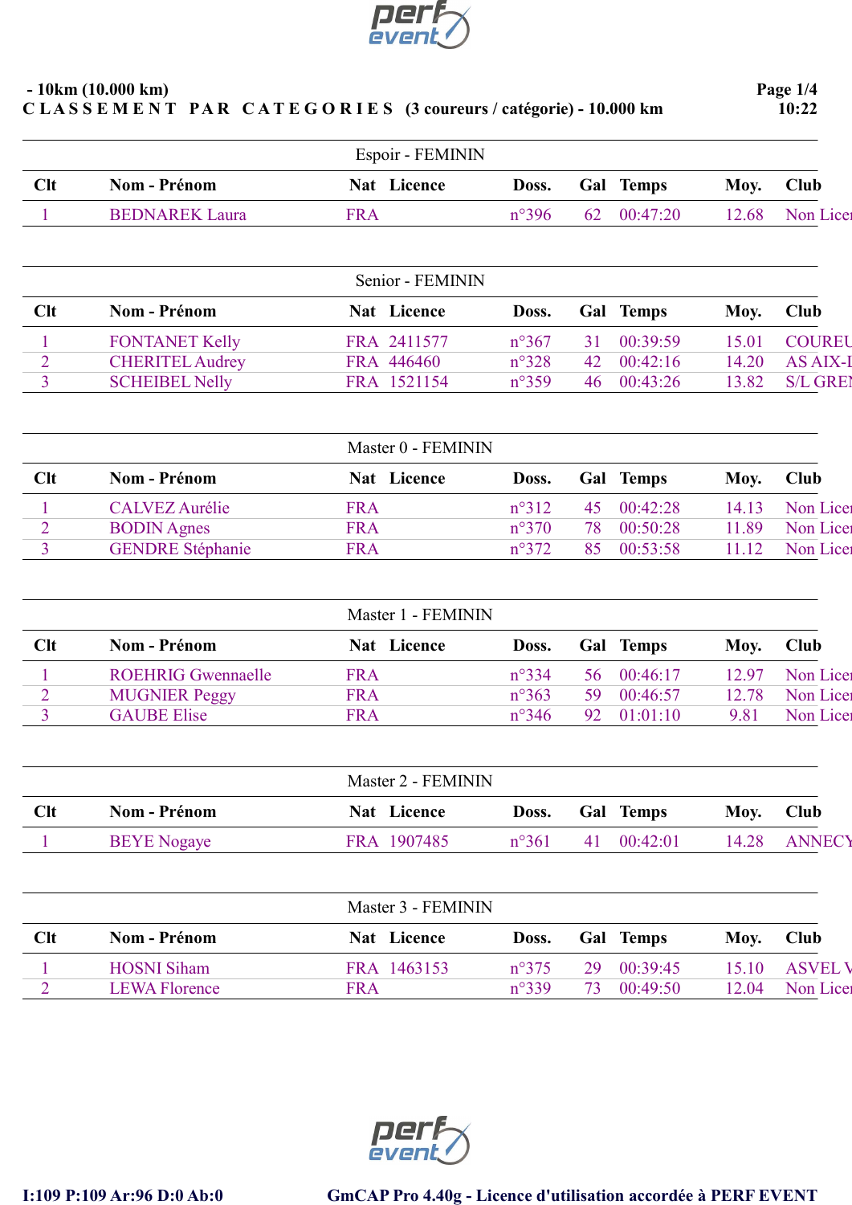- 10km (10.000 km)

C L A S S E M E N T   P A R   C A T E G O R I E S   (3 coureurs / catégorie) - 10.000 km

10:22

### Espoir - FEMININ

| Clt | Nom - Prénom | Nat | Licence | Doss. | Gal | Temps | Moy. | Club |
|---|---|---|---|---|---|---|---|---|
| 1 | BEDNAREK Laura | FRA | | n°396 | 62 | 00:47:20 | 12.68 | Non Licen |

### Senior - FEMININ

| Clt | Nom - Prénom | Nat | Licence | Doss. | Gal | Temps | Moy. | Club |
|---|---|---|---|---|---|---|---|---|
| 1 | FONTANET Kelly | FRA | 2411577 | n°367 | 31 | 00:39:59 | 15.01 | COUREU |
| 2 | CHERITEL Audrey | FRA | 446460 | n°328 | 42 | 00:42:16 | 14.20 | AS AIX-L |
| 3 | SCHEIBEL Nelly | FRA | 1521154 | n°359 | 46 | 00:43:26 | 13.82 | S/L GREN |

### Master 0 - FEMININ

| Clt | Nom - Prénom | Nat | Licence | Doss. | Gal | Temps | Moy. | Club |
|---|---|---|---|---|---|---|---|---|
| 1 | CALVEZ Aurélie | FRA | | n°312 | 45 | 00:42:28 | 14.13 | Non Licen |
| 2 | BODIN Agnes | FRA | | n°370 | 78 | 00:50:28 | 11.89 | Non Licen |
| 3 | GENDRE Stéphanie | FRA | | n°372 | 85 | 00:53:58 | 11.12 | Non Licen |

### Master 1 - FEMININ

| Clt | Nom - Prénom | Nat | Licence | Doss. | Gal | Temps | Moy. | Club |
|---|---|---|---|---|---|---|---|---|
| 1 | ROEHRIG Gwennaelle | FRA | | n°334 | 56 | 00:46:17 | 12.97 | Non Licen |
| 2 | MUGNIER Peggy | FRA | | n°363 | 59 | 00:46:57 | 12.78 | Non Licen |
| 3 | GAUBE Elise | FRA | | n°346 | 92 | 01:01:10 | 9.81 | Non Licen |

### Master 2 - FEMININ

| Clt | Nom - Prénom | Nat | Licence | Doss. | Gal | Temps | Moy. | Club |
|---|---|---|---|---|---|---|---|---|
| 1 | BEYE Nogaye | FRA | 1907485 | n°361 | 41 | 00:42:01 | 14.28 | ANNECY |

### Master 3 - FEMININ

| Clt | Nom - Prénom | Nat | Licence | Doss. | Gal | Temps | Moy. | Club |
|---|---|---|---|---|---|---|---|---|
| 1 | HOSNI Siham | FRA | 1463153 | n°375 | 29 | 00:39:45 | 15.10 | ASVEL V |
| 2 | LEWA Florence | FRA | | n°339 | 73 | 00:49:50 | 12.04 | Non Licen |

I:109 P:109 Ar:96 D:0 Ab:0

GmCAP Pro 4.40g - Licence d'utilisation accordée à PERF EVENT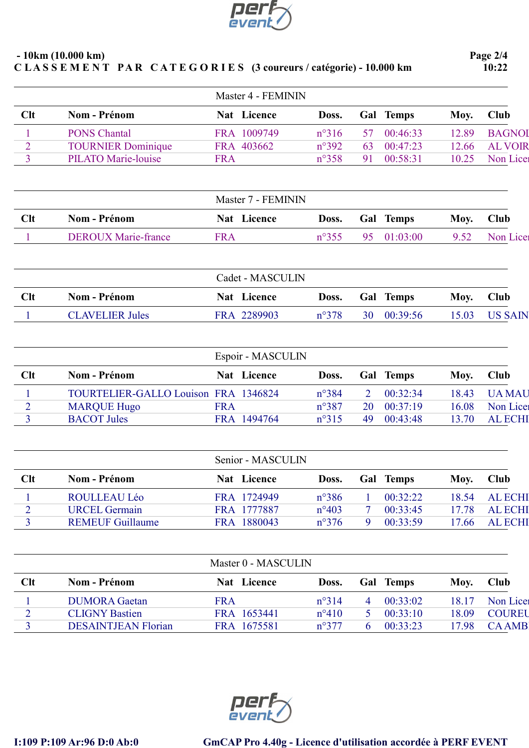**- 10km (10.000 km)**

**C L A S S E M E N T   P A R   C A T E G O R I E S   (3 coureurs / catégorie) - 10.000 km**

**10:22**

### Master 4 - FEMININ

| Clt | Nom - Prénom | Nat | Licence | Doss. | Gal | Temps | Moy. | Club |
|---|---|---|---|---|---|---|---|---|
| 1 | PONS Chantal | FRA | 1009749 | n°316 | 57 | 00:46:33 | 12.89 | BAGNOL |
| 2 | TOURNIER Dominique | FRA | 403662 | n°392 | 63 | 00:47:23 | 12.66 | AL VOIR |
| 3 | PILATO Marie-louise | FRA | | n°358 | 91 | 00:58:31 | 10.25 | Non Licen |

### Master 7 - FEMININ

| Clt | Nom - Prénom | Nat | Licence | Doss. | Gal | Temps | Moy. | Club |
|---|---|---|---|---|---|---|---|---|
| 1 | DEROUX Marie-france | FRA | | n°355 | 95 | 01:03:00 | 9.52 | Non Licen |

### Cadet - MASCULIN

| Clt | Nom - Prénom | Nat | Licence | Doss. | Gal | Temps | Moy. | Club |
|---|---|---|---|---|---|---|---|---|
| 1 | CLAVELIER Jules | FRA | 2289903 | n°378 | 30 | 00:39:56 | 15.03 | US SAIN |

### Espoir - MASCULIN

| Clt | Nom - Prénom | Nat | Licence | Doss. | Gal | Temps | Moy. | Club |
|---|---|---|---|---|---|---|---|---|
| 1 | TOURTELIER-GALLO Louison | FRA | 1346824 | n°384 | 2 | 00:32:34 | 18.43 | UA MAU |
| 2 | MARQUE Hugo | FRA | | n°387 | 20 | 00:37:19 | 16.08 | Non Licen |
| 3 | BACOT Jules | FRA | 1494764 | n°315 | 49 | 00:43:48 | 13.70 | AL ECHI |

### Senior - MASCULIN

| Clt | Nom - Prénom | Nat | Licence | Doss. | Gal | Temps | Moy. | Club |
|---|---|---|---|---|---|---|---|---|
| 1 | ROULLEAU Léo | FRA | 1724949 | n°386 | 1 | 00:32:22 | 18.54 | AL ECHI |
| 2 | URCEL Germain | FRA | 1777887 | n°403 | 7 | 00:33:45 | 17.78 | AL ECHI |
| 3 | REMEUF Guillaume | FRA | 1880043 | n°376 | 9 | 00:33:59 | 17.66 | AL ECHI |

### Master 0 - MASCULIN

| Clt | Nom - Prénom | Nat | Licence | Doss. | Gal | Temps | Moy. | Club |
|---|---|---|---|---|---|---|---|---|
| 1 | DUMORA Gaetan | FRA | | n°314 | 4 | 00:33:02 | 18.17 | Non Licen |
| 2 | CLIGNY Bastien | FRA | 1653441 | n°410 | 5 | 00:33:10 | 18.09 | COUREU |
| 3 | DESAINTJEAN Florian | FRA | 1675581 | n°377 | 6 | 00:33:23 | 17.98 | CA AMB |

**I:109 P:109 Ar:96 D:0 Ab:0**

**GmCAP Pro 4.40g - Licence d'utilisation accordée à PERF EVENT**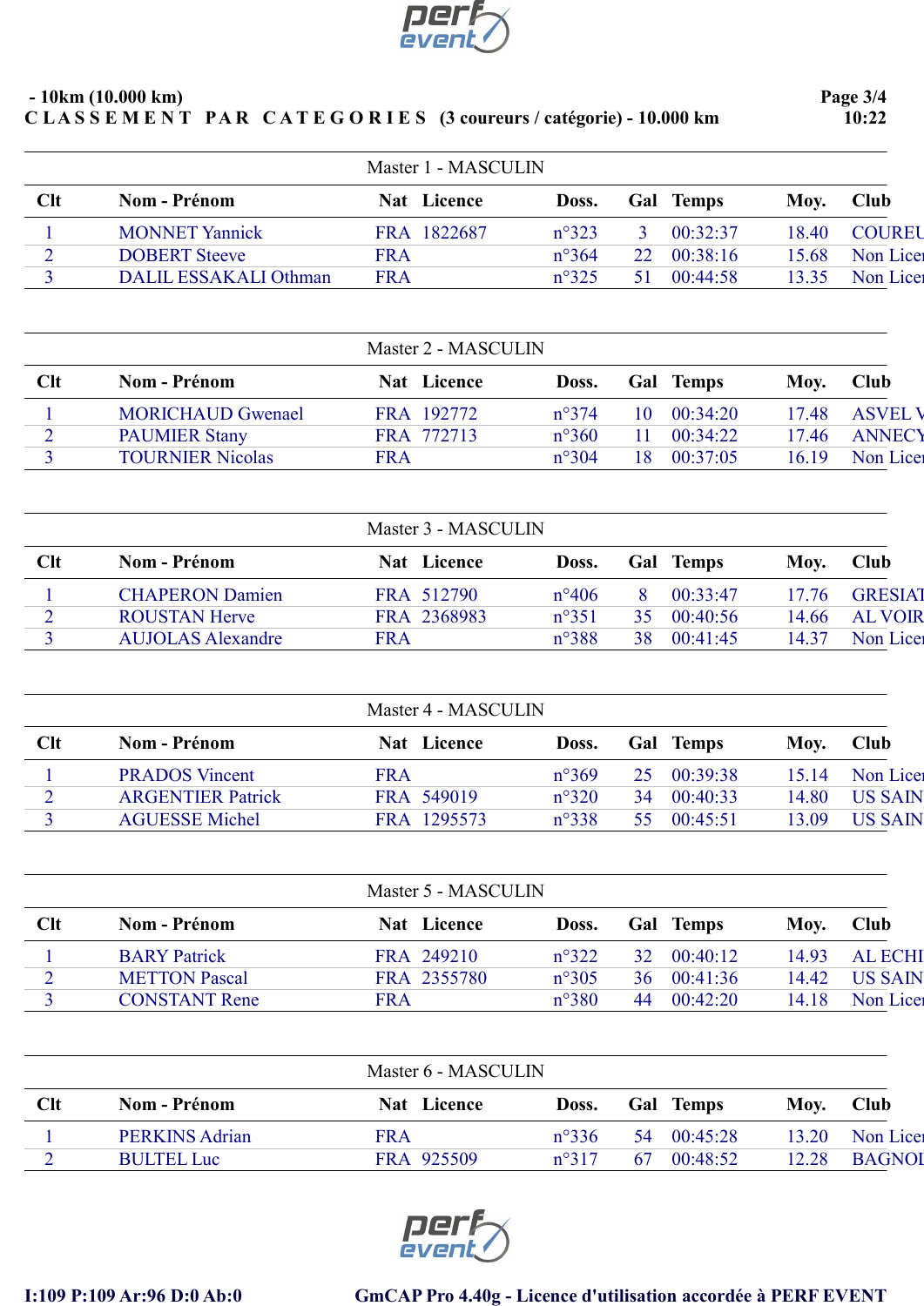- 10km (10.000 km)

**C L A S S E M E N T   P A R   C A T E G O R I E S   (3 coureurs / catégorie) - 10.000 km**

10:22

### Master 1 - MASCULIN

| Clt | Nom - Prénom | Nat | Licence | Doss. | Gal | Temps | Moy. | Club |
|---|---|---|---|---|---|---|---|---|
| 1 | MONNET Yannick | FRA | 1822687 | n°323 | 3 | 00:32:37 | 18.40 | COUREU |
| 2 | DOBERT Steeve | FRA | | n°364 | 22 | 00:38:16 | 15.68 | Non Licen |
| 3 | DALIL ESSAKALI Othman | FRA | | n°325 | 51 | 00:44:58 | 13.35 | Non Licen |

### Master 2 - MASCULIN

| Clt | Nom - Prénom | Nat | Licence | Doss. | Gal | Temps | Moy. | Club |
|---|---|---|---|---|---|---|---|---|
| 1 | MORICHAUD Gwenael | FRA | 192772 | n°374 | 10 | 00:34:20 | 17.48 | ASVEL V |
| 2 | PAUMIER Stany | FRA | 772713 | n°360 | 11 | 00:34:22 | 17.46 | ANNECY |
| 3 | TOURNIER Nicolas | FRA | | n°304 | 18 | 00:37:05 | 16.19 | Non Licen |

### Master 3 - MASCULIN

| Clt | Nom - Prénom | Nat | Licence | Doss. | Gal | Temps | Moy. | Club |
|---|---|---|---|---|---|---|---|---|
| 1 | CHAPERON Damien | FRA | 512790 | n°406 | 8 | 00:33:47 | 17.76 | GRESIAT |
| 2 | ROUSTAN Herve | FRA | 2368983 | n°351 | 35 | 00:40:56 | 14.66 | AL VOIR |
| 3 | AUJOLAS Alexandre | FRA | | n°388 | 38 | 00:41:45 | 14.37 | Non Licen |

### Master 4 - MASCULIN

| Clt | Nom - Prénom | Nat | Licence | Doss. | Gal | Temps | Moy. | Club |
|---|---|---|---|---|---|---|---|---|
| 1 | PRADOS Vincent | FRA | | n°369 | 25 | 00:39:38 | 15.14 | Non Licen |
| 2 | ARGENTIER Patrick | FRA | 549019 | n°320 | 34 | 00:40:33 | 14.80 | US SAIN |
| 3 | AGUESSE Michel | FRA | 1295573 | n°338 | 55 | 00:45:51 | 13.09 | US SAIN |

### Master 5 - MASCULIN

| Clt | Nom - Prénom | Nat | Licence | Doss. | Gal | Temps | Moy. | Club |
|---|---|---|---|---|---|---|---|---|
| 1 | BARY Patrick | FRA | 249210 | n°322 | 32 | 00:40:12 | 14.93 | AL ECHI |
| 2 | METTON Pascal | FRA | 2355780 | n°305 | 36 | 00:41:36 | 14.42 | US SAIN |
| 3 | CONSTANT Rene | FRA | | n°380 | 44 | 00:42:20 | 14.18 | Non Licen |

### Master 6 - MASCULIN

| Clt | Nom - Prénom | Nat | Licence | Doss. | Gal | Temps | Moy. | Club |
|---|---|---|---|---|---|---|---|---|
| 1 | PERKINS Adrian | FRA | | n°336 | 54 | 00:45:28 | 13.20 | Non Licen |
| 2 | BULTEL Luc | FRA | 925509 | n°317 | 67 | 00:48:52 | 12.28 | BAGNOL |

I:109 P:109 Ar:96 D:0 Ab:0

GmCAP Pro 4.40g - Licence d'utilisation accordée à PERF EVENT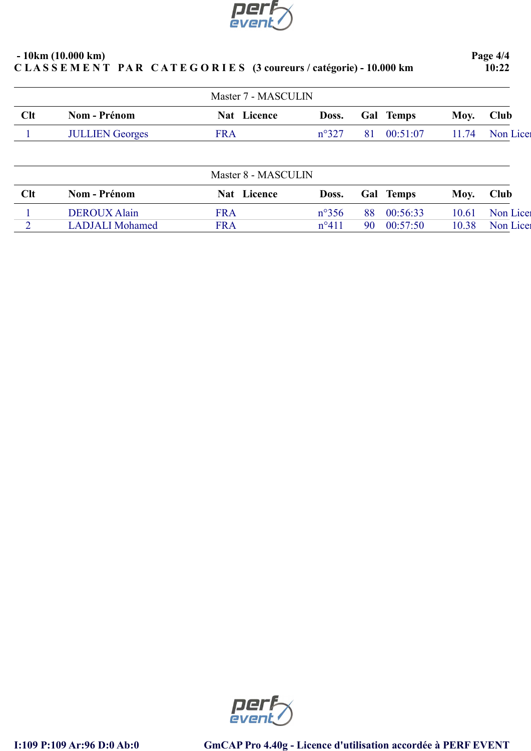- 10km (10.000 km)

C L A S S E M E N T   P A R   C A T E G O R I E S   (3 coureurs / catégorie) - 10.000 km

10:22

### Master 7 - MASCULIN

| Clt | Nom - Prénom | Nat | Licence | Doss. | Gal | Temps | Moy. | Club |
|---|---|---|---|---|---|---|---|---|
| 1 | JULLIEN Georges | FRA | | n°327 | 81 | 00:51:07 | 11.74 | Non Licen |

### Master 8 - MASCULIN

| Clt | Nom - Prénom | Nat | Licence | Doss. | Gal | Temps | Moy. | Club |
|---|---|---|---|---|---|---|---|---|
| 1 | DEROUX Alain | FRA | | n°356 | 88 | 00:56:33 | 10.61 | Non Licen |
| 2 | LADJALI Mohamed | FRA | | n°411 | 90 | 00:57:50 | 10.38 | Non Licen |

I:109 P:109 Ar:96 D:0 Ab:0

GmCAP Pro 4.40g - Licence d'utilisation accordée à PERF EVENT